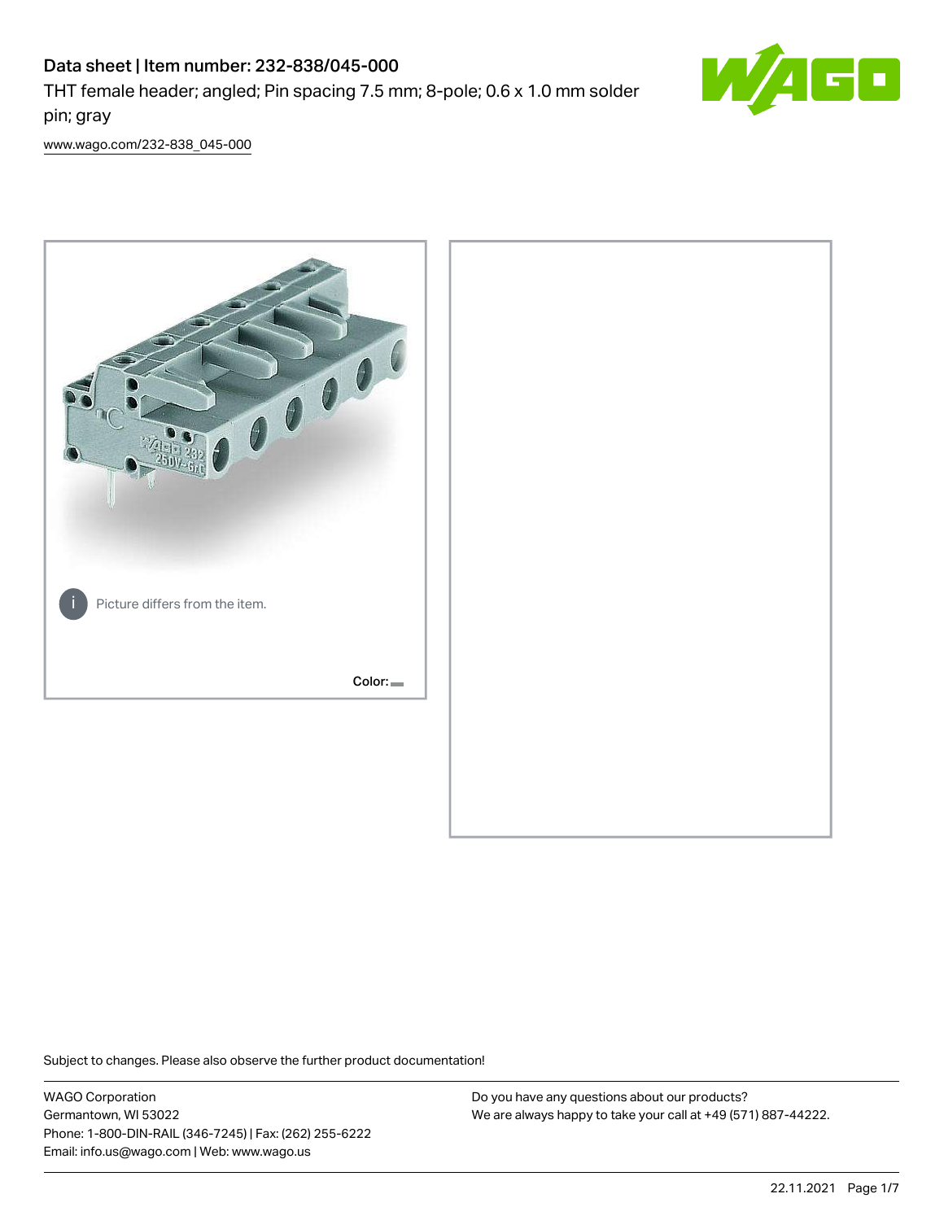# Data sheet | Item number: 232-838/045-000

THT female header; angled; Pin spacing 7.5 mm; 8-pole; 0.6 x 1.0 mm solder pin; gray

www.wago.com/232-838_045-000

Picture differs from the item.

Color:

Subject to changes. Please also observe the further product documentation!

WAGO Corporation
Germantown, WI 53022
Phone: 1-800-DIN-RAIL (346-7245) | Fax: (262) 255-6222
Email: info.us@wago.com | Web: www.wago.us

Do you have any questions about our products?
We are always happy to take your call at +49 (571) 887-44222.

22.11.2021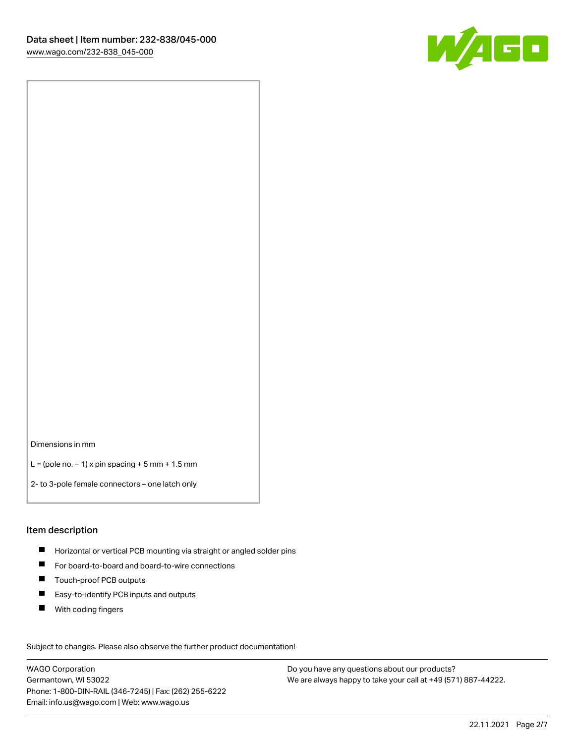Dimensions in mm

L = (pole no. − 1) x pin spacing + 5 mm + 1.5 mm

2- to 3-pole female connectors – one latch only

## Item description

- Horizontal or vertical PCB mounting via straight or angled solder pins
- For board-to-board and board-to-wire connections
- Touch-proof PCB outputs
- Easy-to-identify PCB inputs and outputs
- With coding fingers

Subject to changes. Please also observe the further product documentation!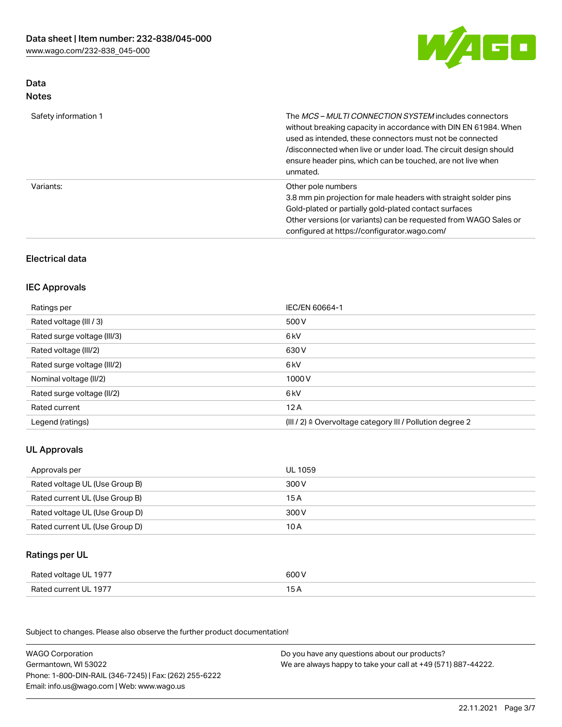## Data

### Notes

| | |
|---|---|
| Safety information 1 | The *MCS – MULTI CONNECTION SYSTEM* includes connectors without breaking capacity in accordance with DIN EN 61984. When used as intended, these connectors must not be connected /disconnected when live or under load. The circuit design should ensure header pins, which can be touched, are not live when unmated. |
| Variants: | Other pole numbers<br>3.8 mm pin projection for male headers with straight solder pins<br>Gold-plated or partially gold-plated contact surfaces<br>Other versions (or variants) can be requested from WAGO Sales or configured at https://configurator.wago.com/ |

## Electrical data

### IEC Approvals

| | |
|---|---|
| Ratings per | IEC/EN 60664-1 |
| Rated voltage (III / 3) | 500 V |
| Rated surge voltage (III/3) | 6 kV |
| Rated voltage (III/2) | 630 V |
| Rated surge voltage (III/2) | 6 kV |
| Nominal voltage (II/2) | 1000 V |
| Rated surge voltage (II/2) | 6 kV |
| Rated current | 12 A |
| Legend (ratings) | (III / 2) ≙ Overvoltage category III / Pollution degree 2 |

### UL Approvals

| | |
|---|---|
| Approvals per | UL 1059 |
| Rated voltage UL (Use Group B) | 300 V |
| Rated current UL (Use Group B) | 15 A |
| Rated voltage UL (Use Group D) | 300 V |
| Rated current UL (Use Group D) | 10 A |

### Ratings per UL

| | |
|---|---|
| Rated voltage UL 1977 | 600 V |
| Rated current UL 1977 | 15 A |

Subject to changes. Please also observe the further product documentation!

WAGO Corporation
Germantown, WI 53022
Phone: 1-800-DIN-RAIL (346-7245) | Fax: (262) 255-6222
Email: info.us@wago.com | Web: www.wago.us

Do you have any questions about our products?
We are always happy to take your call at +49 (571) 887-44222.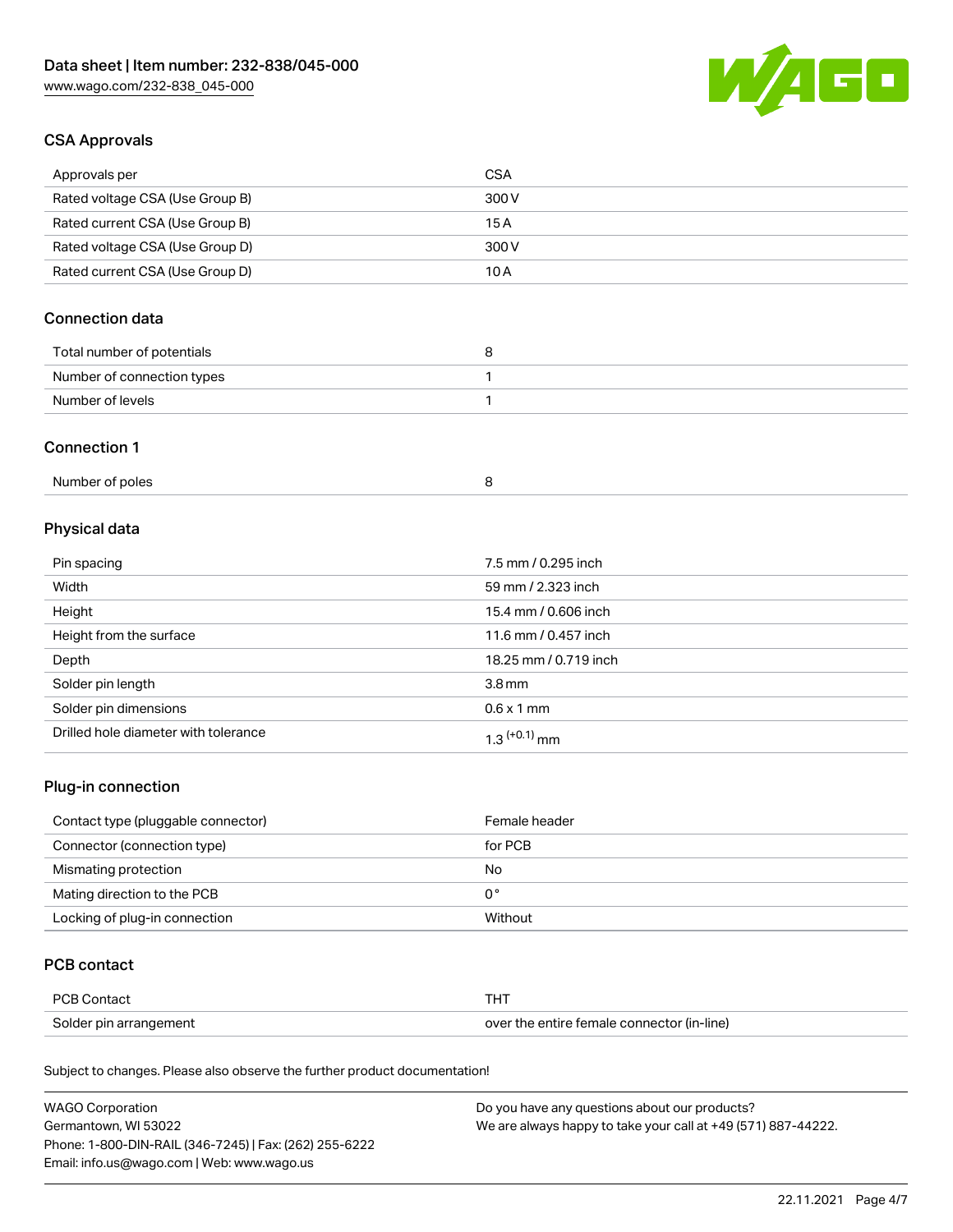## CSA Approvals

| Approvals per | CSA |
| --- | --- |
| Rated voltage CSA (Use Group B) | 300 V |
| Rated current CSA (Use Group B) | 15 A |
| Rated voltage CSA (Use Group D) | 300 V |
| Rated current CSA (Use Group D) | 10 A |

## Connection data

| Total number of potentials | 8 |
| --- | --- |
| Number of connection types | 1 |
| Number of levels | 1 |

## Connection 1

| Number of poles | 8 |
| --- | --- |

## Physical data

| Pin spacing | 7.5 mm / 0.295 inch |
| --- | --- |
| Width | 59 mm / 2.323 inch |
| Height | 15.4 mm / 0.606 inch |
| Height from the surface | 11.6 mm / 0.457 inch |
| Depth | 18.25 mm / 0.719 inch |
| Solder pin length | 3.8 mm |
| Solder pin dimensions | 0.6 x 1 mm |
| Drilled hole diameter with tolerance | $1.3^{(+0.1)}$ mm |

## Plug-in connection

| Contact type (pluggable connector) | Female header |
| --- | --- |
| Connector (connection type) | for PCB |
| Mismating protection | No |
| Mating direction to the PCB | 0° |
| Locking of plug-in connection | Without |

## PCB contact

| PCB Contact | THT |
| --- | --- |
| Solder pin arrangement | over the entire female connector (in-line) |

Subject to changes. Please also observe the further product documentation!

WAGO Corporation
Germantown, WI 53022
Phone: 1-800-DIN-RAIL (346-7245) | Fax: (262) 255-6222
Email: info.us@wago.com | Web: www.wago.us

Do you have any questions about our products?
We are always happy to take your call at +49 (571) 887-44222.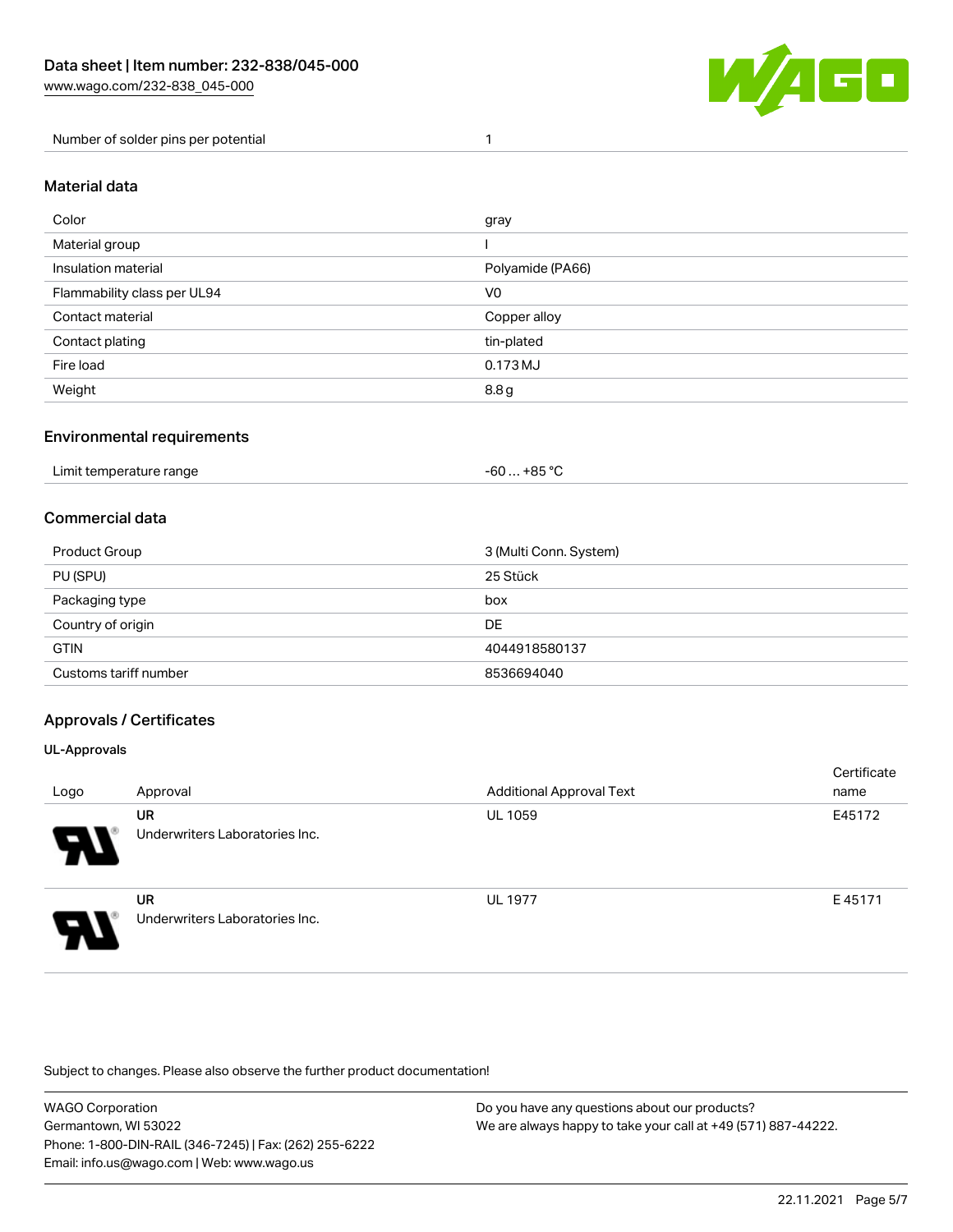| Number of solder pins per potential | 1 |
| --- | --- |

## Material data

| Color | gray |
| --- | --- |
| Material group | I |
| Insulation material | Polyamide (PA66) |
| Flammability class per UL94 | V0 |
| Contact material | Copper alloy |
| Contact plating | tin-plated |
| Fire load | 0.173 MJ |
| Weight | 8.8 g |

## Environmental requirements

| Limit temperature range | -60 … +85 °C |
| --- | --- |

## Commercial data

| Product Group | 3 (Multi Conn. System) |
| --- | --- |
| PU (SPU) | 25 Stück |
| Packaging type | box |
| Country of origin | DE |
| GTIN | 4044918580137 |
| Customs tariff number | 8536694040 |

## Approvals / Certificates

### UL-Approvals

| Logo | Approval | Additional Approval Text | Certificate name |
| --- | --- | --- | --- |
| | **UR** Underwriters Laboratories Inc. | UL 1059 | E45172 |
| | **UR** Underwriters Laboratories Inc. | UL 1977 | E 45171 |

Subject to changes. Please also observe the further product documentation!

WAGO Corporation
Germantown, WI 53022
Phone: 1-800-DIN-RAIL (346-7245) | Fax: (262) 255-6222
Email: info.us@wago.com | Web: www.wago.us

Do you have any questions about our products?
We are always happy to take your call at +49 (571) 887-44222.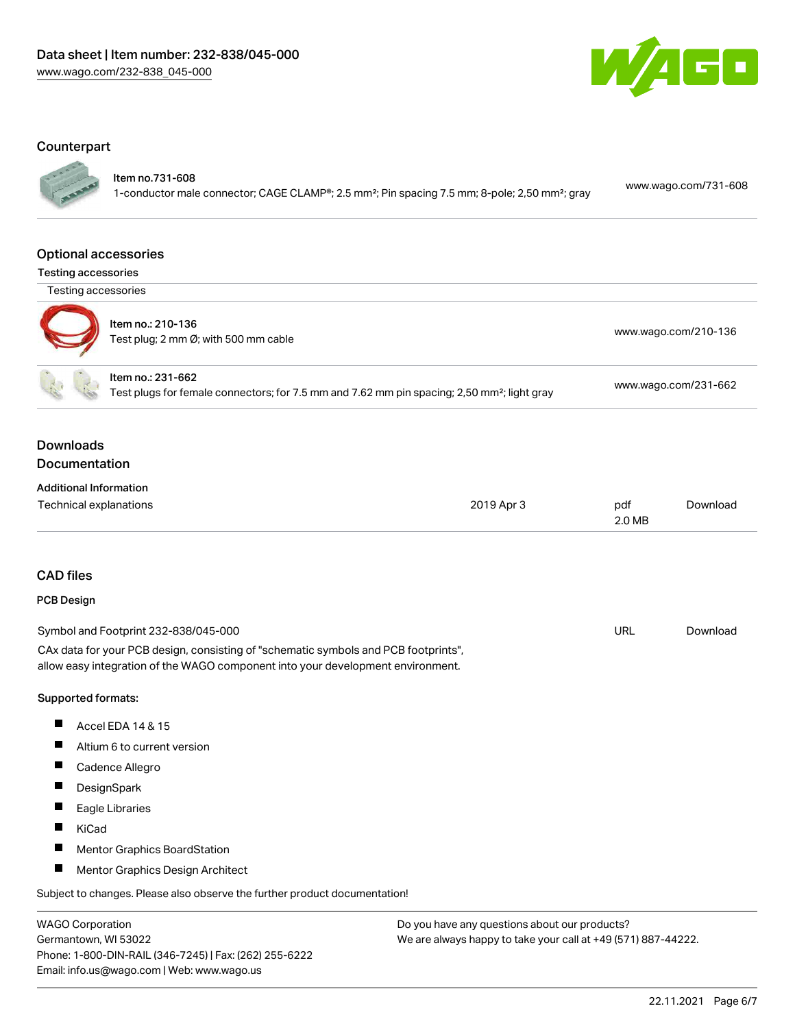## Counterpart

Item no.731-608
1-conductor male connector; CAGE CLAMP®; 2.5 mm²; Pin spacing 7.5 mm; 8-pole; 2,50 mm²; gray — www.wago.com/731-608

## Optional accessories

### Testing accessories

Testing accessories

Item no.: 210-136
Test plug; 2 mm Ø; with 500 mm cable — www.wago.com/210-136

Item no.: 231-662
Test plugs for female connectors; for 7.5 mm and 7.62 mm pin spacing; 2,50 mm²; light gray — www.wago.com/231-662

## Downloads

## Documentation

**Additional Information**

| Technical explanations | 2019 Apr 3 | pdf 2.0 MB | Download |
|---|---|---|---|

## CAD files

**PCB Design**

| Symbol and Footprint 232-838/045-000 | URL | Download |
|---|---|---|

CAx data for your PCB design, consisting of "schematic symbols and PCB footprints", allow easy integration of the WAGO component into your development environment.

**Supported formats:**

- Accel EDA 14 & 15
- Altium 6 to current version
- Cadence Allegro
- DesignSpark
- Eagle Libraries
- KiCad
- Mentor Graphics BoardStation
- Mentor Graphics Design Architect

Subject to changes. Please also observe the further product documentation!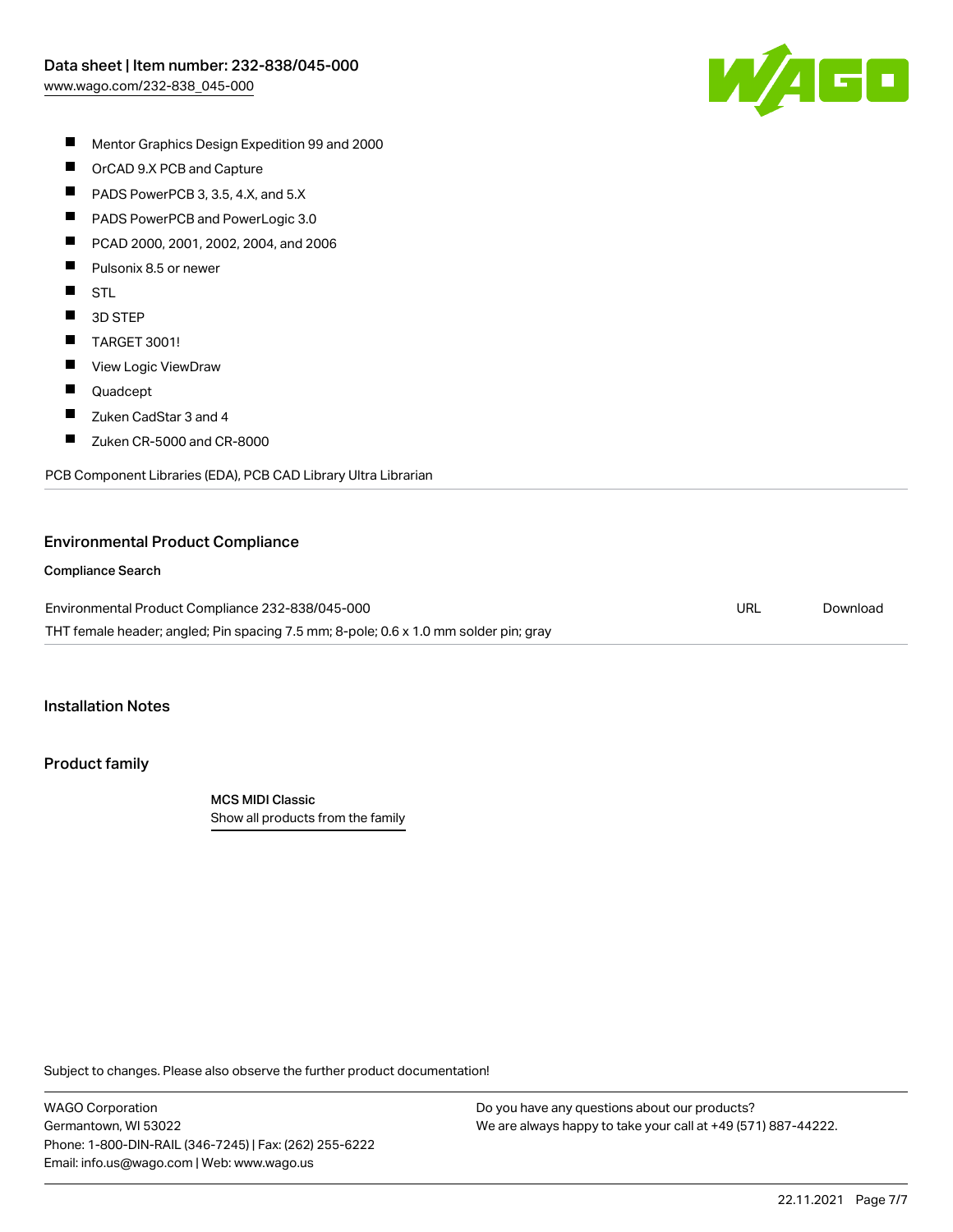- Mentor Graphics Design Expedition 99 and 2000
- OrCAD 9.X PCB and Capture
- PADS PowerPCB 3, 3.5, 4.X, and 5.X
- PADS PowerPCB and PowerLogic 3.0
- PCAD 2000, 2001, 2002, 2004, and 2006
- Pulsonix 8.5 or newer
- STL
- 3D STEP
- TARGET 3001!
- View Logic ViewDraw
- Quadcept
- Zuken CadStar 3 and 4
- Zuken CR-5000 and CR-8000

PCB Component Libraries (EDA), PCB CAD Library Ultra Librarian

## Environmental Product Compliance

### Compliance Search

| | | |
|---|---|---|
| Environmental Product Compliance 232-838/045-000<br>THT female header; angled; Pin spacing 7.5 mm; 8-pole; 0.6 x 1.0 mm solder pin; gray | URL | Download |

## Installation Notes

## Product family

**MCS MIDI Classic**
Show all products from the family

Subject to changes. Please also observe the further product documentation!

WAGO Corporation
Germantown, WI 53022
Phone: 1-800-DIN-RAIL (346-7245) | Fax: (262) 255-6222
Email: info.us@wago.com | Web: www.wago.us

Do you have any questions about our products?
We are always happy to take your call at +49 (571) 887-44222.